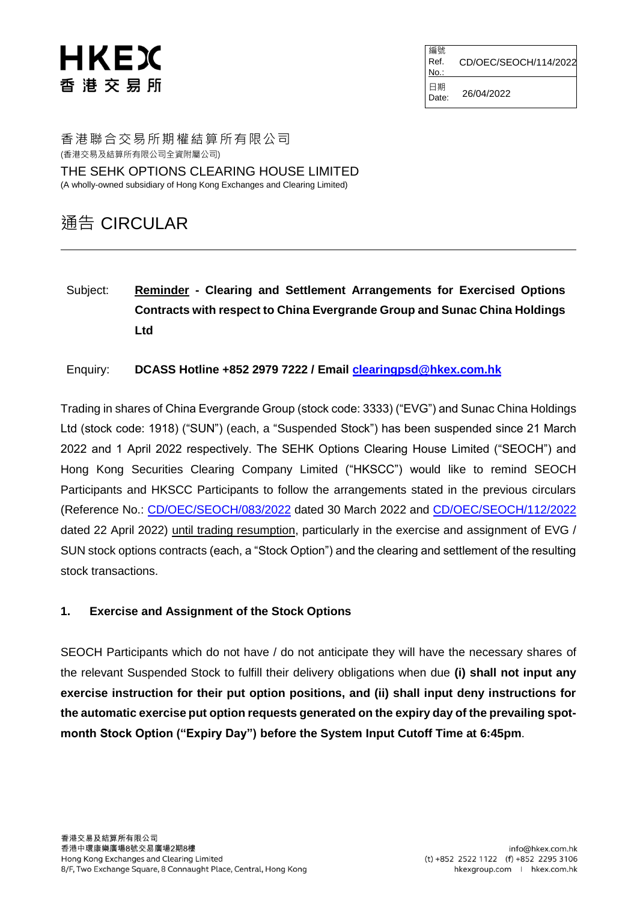HKEX
香港交易所

| 編號 Ref. No.: | CD/OEC/SEOCH/114/2022 |
|---|---|
| 日期 Date: | 26/04/2022 |

香港聯合交易所期權結算所有限公司
(香港交易及結算所有限公司全資附屬公司)

THE SEHK OPTIONS CLEARING HOUSE LIMITED
(A wholly-owned subsidiary of Hong Kong Exchanges and Clearing Limited)

# 通告 CIRCULAR

---

Subject: **Reminder - Clearing and Settlement Arrangements for Exercised Options Contracts with respect to China Evergrande Group and Sunac China Holdings Ltd**

Enquiry: **DCASS Hotline +852 2979 7222 / Email clearingpsd@hkex.com.hk**

Trading in shares of China Evergrande Group (stock code: 3333) ("EVG") and Sunac China Holdings Ltd (stock code: 1918) ("SUN") (each, a "Suspended Stock") has been suspended since 21 March 2022 and 1 April 2022 respectively. The SEHK Options Clearing House Limited ("SEOCH") and Hong Kong Securities Clearing Company Limited ("HKSCC") would like to remind SEOCH Participants and HKSCC Participants to follow the arrangements stated in the previous circulars (Reference No.: CD/OEC/SEOCH/083/2022 dated 30 March 2022 and CD/OEC/SEOCH/112/2022 dated 22 April 2022) until trading resumption, particularly in the exercise and assignment of EVG / SUN stock options contracts (each, a "Stock Option") and the clearing and settlement of the resulting stock transactions.

## 1. Exercise and Assignment of the Stock Options

SEOCH Participants which do not have / do not anticipate they will have the necessary shares of the relevant Suspended Stock to fulfill their delivery obligations when due **(i) shall not input any exercise instruction for their put option positions, and (ii) shall input deny instructions for the automatic exercise put option requests generated on the expiry day of the prevailing spot-month Stock Option ("Expiry Day") before the System Input Cutoff Time at 6:45pm**.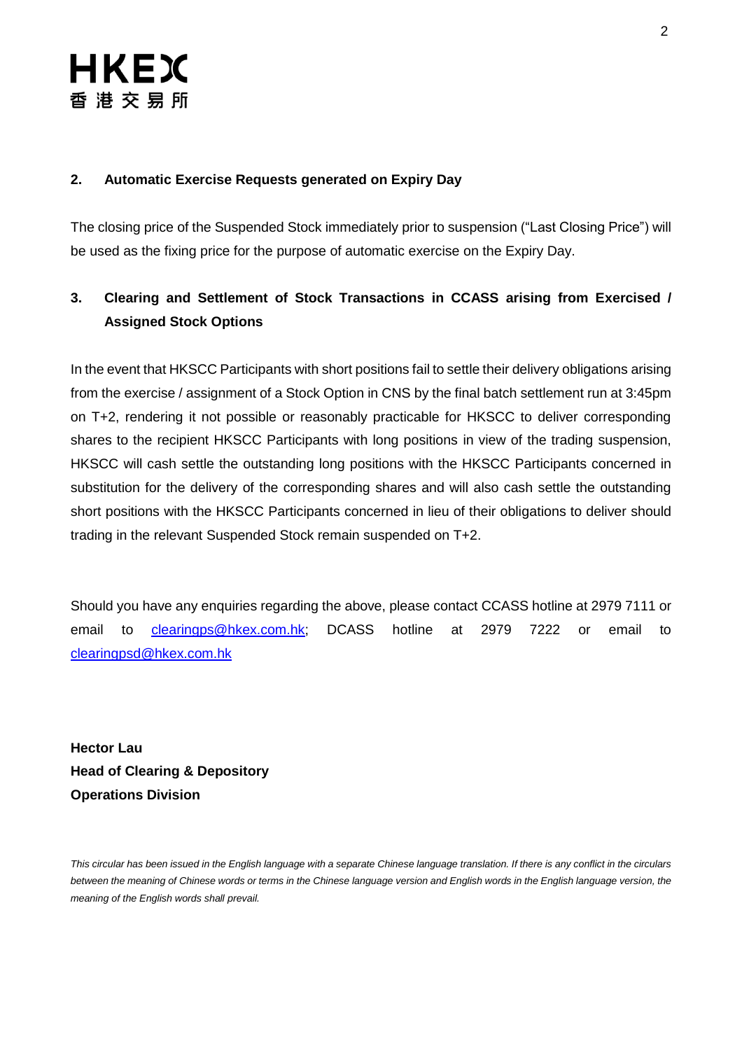**2. Automatic Exercise Requests generated on Expiry Day**

The closing price of the Suspended Stock immediately prior to suspension ("Last Closing Price") will be used as the fixing price for the purpose of automatic exercise on the Expiry Day.

**3. Clearing and Settlement of Stock Transactions in CCASS arising from Exercised / Assigned Stock Options**

In the event that HKSCC Participants with short positions fail to settle their delivery obligations arising from the exercise / assignment of a Stock Option in CNS by the final batch settlement run at 3:45pm on T+2, rendering it not possible or reasonably practicable for HKSCC to deliver corresponding shares to the recipient HKSCC Participants with long positions in view of the trading suspension, HKSCC will cash settle the outstanding long positions with the HKSCC Participants concerned in substitution for the delivery of the corresponding shares and will also cash settle the outstanding short positions with the HKSCC Participants concerned in lieu of their obligations to deliver should trading in the relevant Suspended Stock remain suspended on T+2.

Should you have any enquiries regarding the above, please contact CCASS hotline at 2979 7111 or email to clearingps@hkex.com.hk; DCASS hotline at 2979 7222 or email to clearingpsd@hkex.com.hk

**Hector Lau**
**Head of Clearing & Depository**
**Operations Division**

*This circular has been issued in the English language with a separate Chinese language translation. If there is any conflict in the circulars between the meaning of Chinese words or terms in the Chinese language version and English words in the English language version, the meaning of the English words shall prevail.*